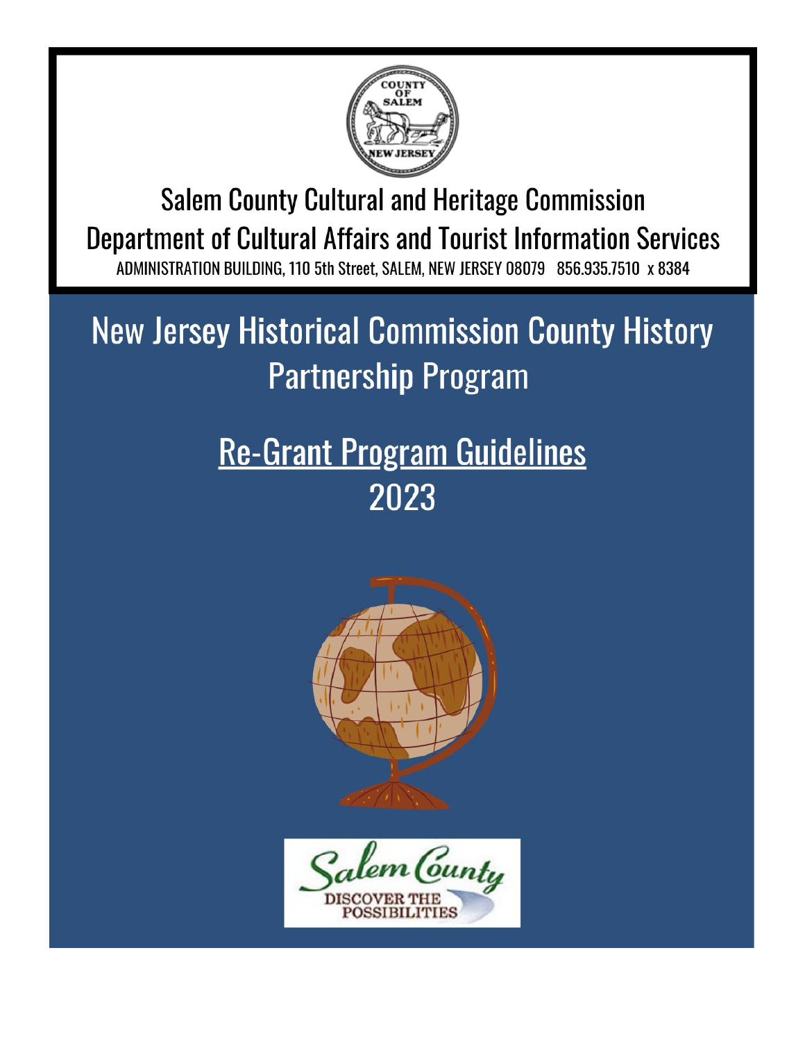Salem County Cultural and Heritage Commission

Department of Cultural Affairs and Tourist Information Services

ADMINISTRATION BUILDING, 110 5th Street, SALEM, NEW JERSEY 08079 856.935.7510 x 8384

# New Jersey Historical Commission County History Partnership Program

## Re-Grant Program Guidelines

## 2023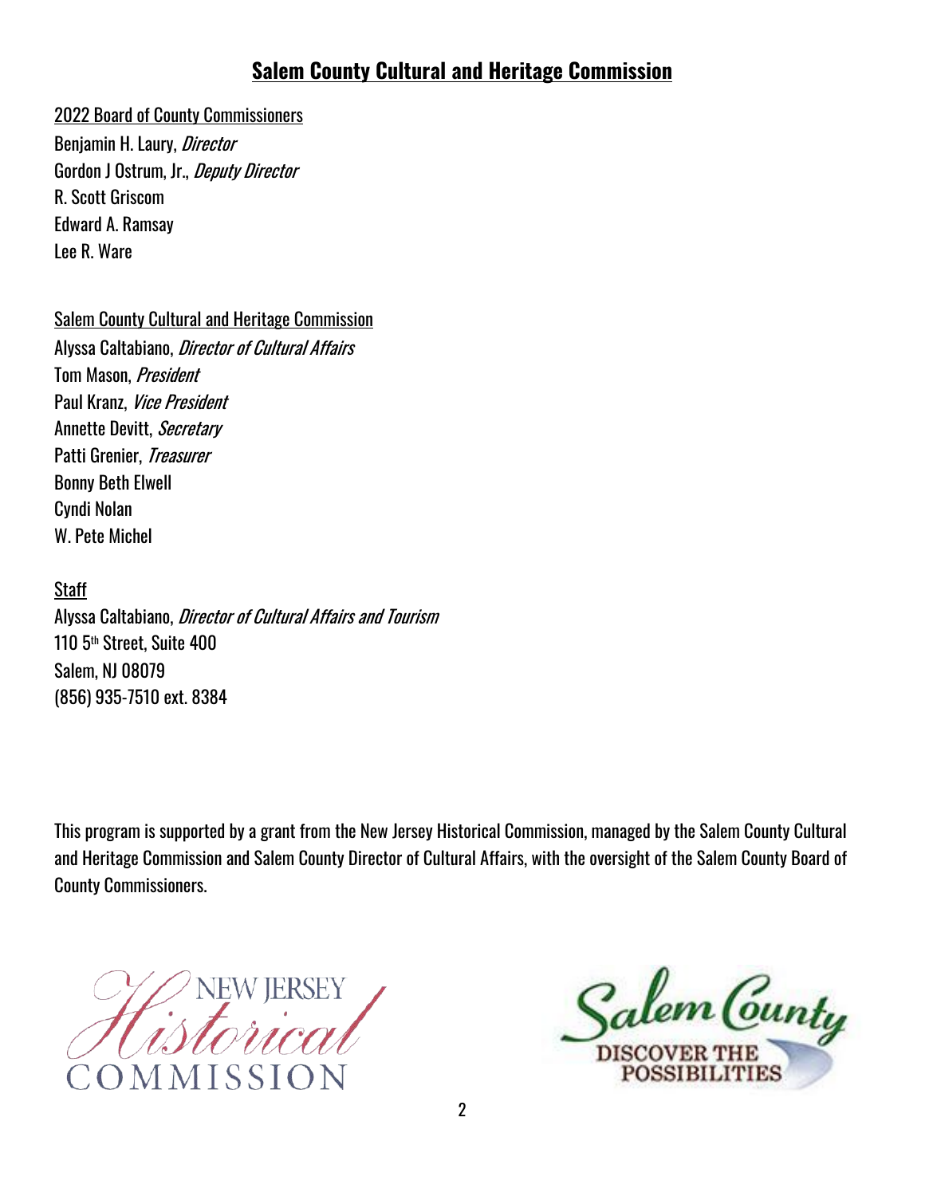# Salem County Cultural and Heritage Commission

2022 Board of County Commissioners

Benjamin H. Laury, *Director*
Gordon J Ostrum, Jr., *Deputy Director*
R. Scott Griscom
Edward A. Ramsay
Lee R. Ware

Salem County Cultural and Heritage Commission

Alyssa Caltabiano, *Director of Cultural Affairs*
Tom Mason, *President*
Paul Kranz, *Vice President*
Annette Devitt, *Secretary*
Patti Grenier, *Treasurer*
Bonny Beth Elwell
Cyndi Nolan
W. Pete Michel

Staff

Alyssa Caltabiano, *Director of Cultural Affairs and Tourism*
110 5th Street, Suite 400
Salem, NJ 08079
(856) 935-7510 ext. 8384

This program is supported by a grant from the New Jersey Historical Commission, managed by the Salem County Cultural and Heritage Commission and Salem County Director of Cultural Affairs, with the oversight of the Salem County Board of County Commissioners.

NEW JERSEY Historical COMMISSION

Salem County DISCOVER THE POSSIBILITIES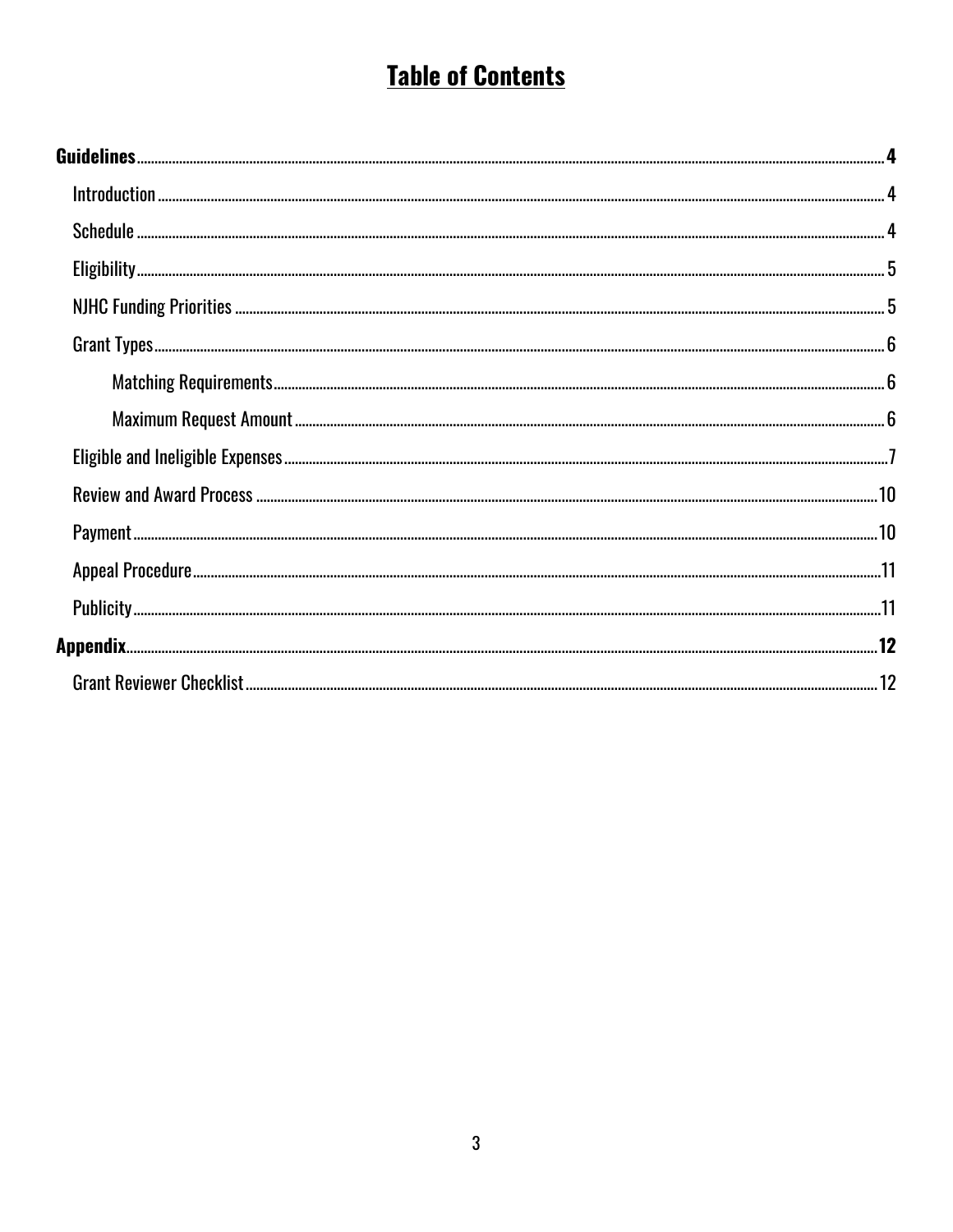# Table of Contents

**Guidelines** .......... **4**

- Introduction .......... 4
- Schedule .......... 4
- Eligibility .......... 5
- NJHC Funding Priorities .......... 5
- Grant Types .......... 6
  - Matching Requirements .......... 6
  - Maximum Request Amount .......... 6
- Eligible and Ineligible Expenses .......... 7
- Review and Award Process .......... 10
- Payment .......... 10
- Appeal Procedure .......... 11
- Publicity .......... 11

**Appendix** .......... **12**

- Grant Reviewer Checklist .......... 12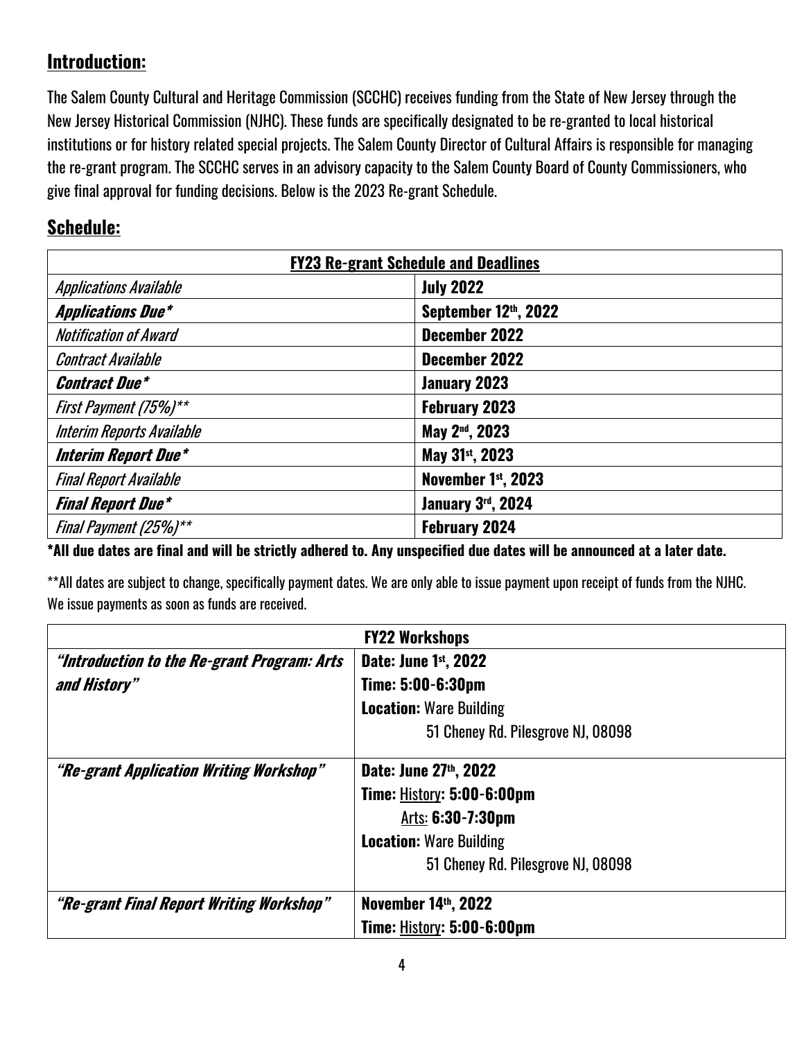## Introduction:

The Salem County Cultural and Heritage Commission (SCCHC) receives funding from the State of New Jersey through the New Jersey Historical Commission (NJHC). These funds are specifically designated to be re-granted to local historical institutions or for history related special projects. The Salem County Director of Cultural Affairs is responsible for managing the re-grant program. The SCCHC serves in an advisory capacity to the Salem County Board of County Commissioners, who give final approval for funding decisions. Below is the 2023 Re-grant Schedule.

## Schedule:

| **FY23 Re-grant Schedule and Deadlines** | |
|---|---|
| *Applications Available* | **July 2022** |
| ***Applications Due**** | **September 12th, 2022** |
| *Notification of Award* | **December 2022** |
| *Contract Available* | **December 2022** |
| ***Contract Due**** | **January 2023** |
| *First Payment (75%)*** | **February 2023** |
| *Interim Reports Available* | **May 2nd, 2023** |
| ***Interim Report Due**** | **May 31st, 2023** |
| *Final Report Available* | **November 1st, 2023** |
| ***Final Report Due**** | **January 3rd, 2024** |
| *Final Payment (25%)*** | **February 2024** |

**\*All due dates are final and will be strictly adhered to. Any unspecified due dates will be announced at a later date.**

\*\*All dates are subject to change, specifically payment dates. We are only able to issue payment upon receipt of funds from the NJHC. We issue payments as soon as funds are received.

| **FY22 Workshops** | |
|---|---|
| ***"Introduction to the Re-grant Program: Arts and History"*** | **Date: June 1st, 2022**<br>**Time: 5:00-6:30pm**<br>**Location:** Ware Building<br>51 Cheney Rd. Pilesgrove NJ, 08098 |
| ***"Re-grant Application Writing Workshop"*** | **Date: June 27th, 2022**<br>**Time:** History: **5:00-6:00pm**<br>Arts: **6:30-7:30pm**<br>**Location:** Ware Building<br>51 Cheney Rd. Pilesgrove NJ, 08098 |
| ***"Re-grant Final Report Writing Workshop"*** | **November 14th, 2022**<br>**Time:** History: **5:00-6:00pm** |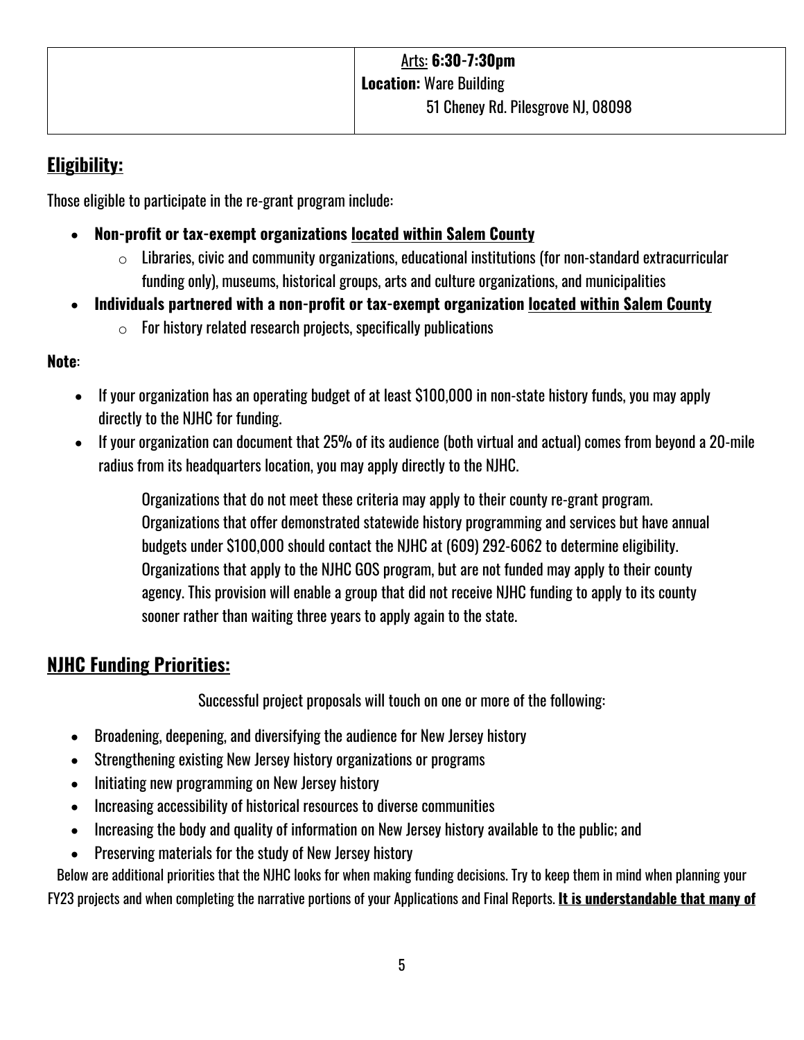| | <u>Arts</u>: **6:30-7:30pm**<br>**Location:** Ware Building<br>51 Cheney Rd. Pilesgrove NJ, 08098 |
|---|---|

## <u>Eligibility:</u>

Those eligible to participate in the re-grant program include:

- **Non-profit or tax-exempt organizations <u>located within Salem County</u>**
  - Libraries, civic and community organizations, educational institutions (for non-standard extracurricular funding only), museums, historical groups, arts and culture organizations, and municipalities
- **Individuals partnered with a non-profit or tax-exempt organization <u>located within Salem County</u>**
  - For history related research projects, specifically publications

**Note**:

- If your organization has an operating budget of at least $100,000 in non-state history funds, you may apply directly to the NJHC for funding.
- If your organization can document that 25% of its audience (both virtual and actual) comes from beyond a 20-mile radius from its headquarters location, you may apply directly to the NJHC.

  Organizations that do not meet these criteria may apply to their county re-grant program. Organizations that offer demonstrated statewide history programming and services but have annual budgets under $100,000 should contact the NJHC at (609) 292-6062 to determine eligibility. Organizations that apply to the NJHC GOS program, but are not funded may apply to their county agency. This provision will enable a group that did not receive NJHC funding to apply to its county sooner rather than waiting three years to apply again to the state.

## <u>NJHC Funding Priorities:</u>

Successful project proposals will touch on one or more of the following:

- Broadening, deepening, and diversifying the audience for New Jersey history
- Strengthening existing New Jersey history organizations or programs
- Initiating new programming on New Jersey history
- Increasing accessibility of historical resources to diverse communities
- Increasing the body and quality of information on New Jersey history available to the public; and
- Preserving materials for the study of New Jersey history

Below are additional priorities that the NJHC looks for when making funding decisions. Try to keep them in mind when planning your FY23 projects and when completing the narrative portions of your Applications and Final Reports. **<u>It is understandable that many of</u>**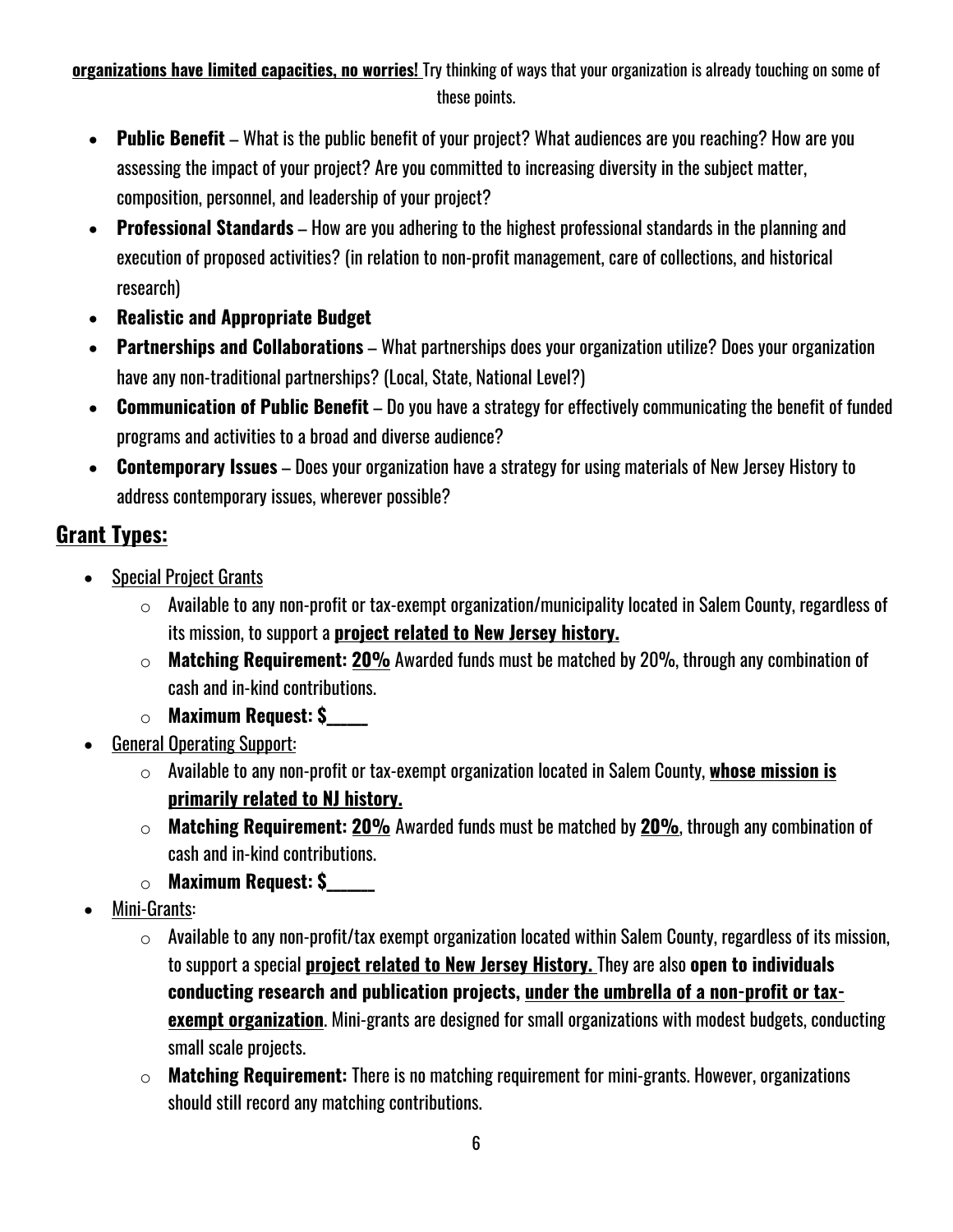**organizations have limited capacities, no worries!** Try thinking of ways that your organization is already touching on some of these points.

- **Public Benefit** – What is the public benefit of your project? What audiences are you reaching? How are you assessing the impact of your project? Are you committed to increasing diversity in the subject matter, composition, personnel, and leadership of your project?
- **Professional Standards** – How are you adhering to the highest professional standards in the planning and execution of proposed activities? (in relation to non-profit management, care of collections, and historical research)
- **Realistic and Appropriate Budget**
- **Partnerships and Collaborations** – What partnerships does your organization utilize? Does your organization have any non-traditional partnerships? (Local, State, National Level?)
- **Communication of Public Benefit** – Do you have a strategy for effectively communicating the benefit of funded programs and activities to a broad and diverse audience?
- **Contemporary Issues** – Does your organization have a strategy for using materials of New Jersey History to address contemporary issues, wherever possible?

## Grant Types:

- Special Project Grants
  - Available to any non-profit or tax-exempt organization/municipality located in Salem County, regardless of its mission, to support a **project related to New Jersey history.**
  - **Matching Requirement: 20%** Awarded funds must be matched by 20%, through any combination of cash and in-kind contributions.
  - **Maximum Request: $_____**
- General Operating Support:
  - Available to any non-profit or tax-exempt organization located in Salem County, **whose mission is primarily related to NJ history.**
  - **Matching Requirement: 20%** Awarded funds must be matched by **20%**, through any combination of cash and in-kind contributions.
  - **Maximum Request: $______**
- Mini-Grants:
  - Available to any non-profit/tax exempt organization located within Salem County, regardless of its mission, to support a special **project related to New Jersey History.** They are also **open to individuals conducting research and publication projects, under the umbrella of a non-profit or tax-exempt organization**. Mini-grants are designed for small organizations with modest budgets, conducting small scale projects.
  - **Matching Requirement:** There is no matching requirement for mini-grants. However, organizations should still record any matching contributions.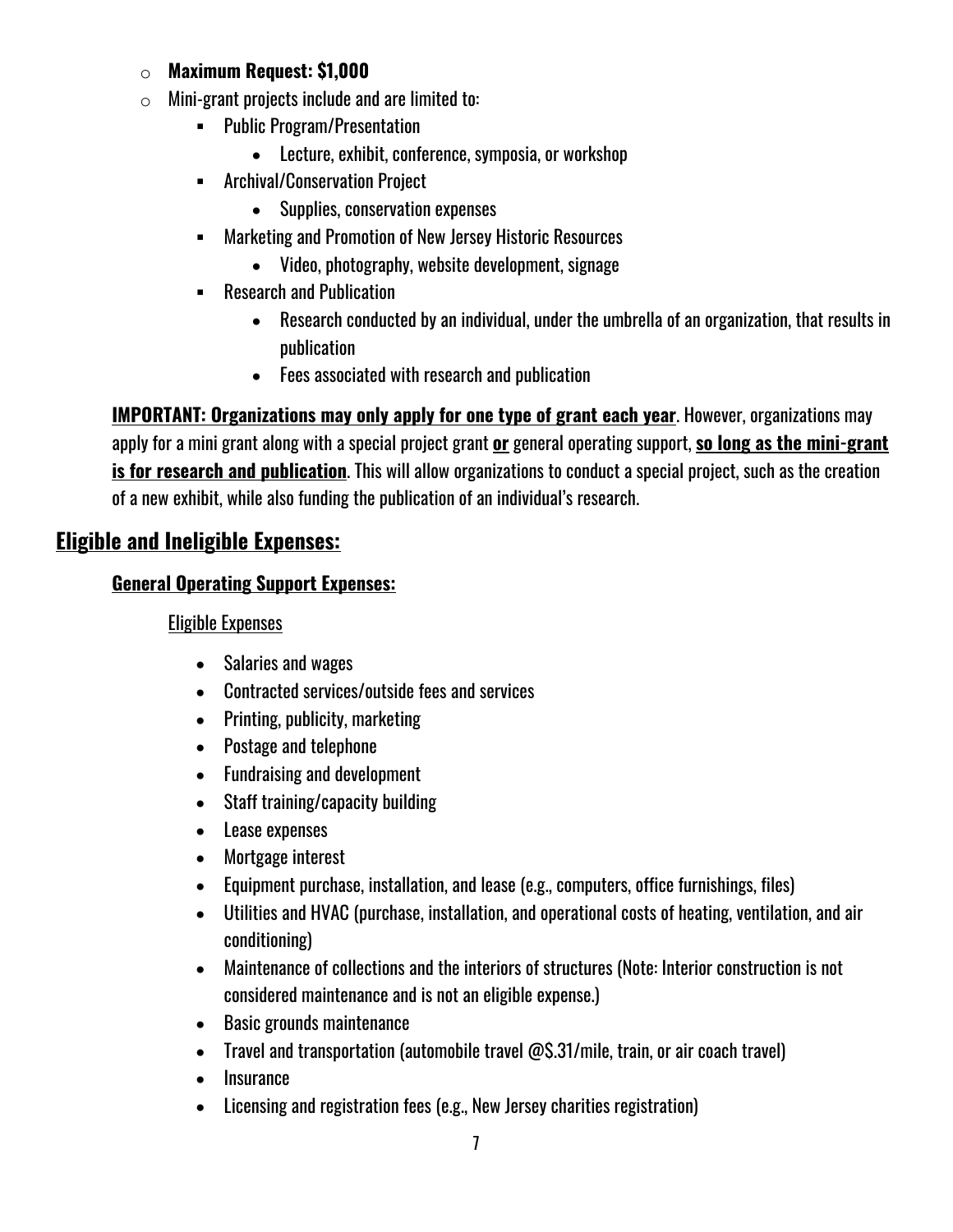- **Maximum Request: $1,000**
- Mini-grant projects include and are limited to:
  - Public Program/Presentation
    - Lecture, exhibit, conference, symposia, or workshop
  - Archival/Conservation Project
    - Supplies, conservation expenses
  - Marketing and Promotion of New Jersey Historic Resources
    - Video, photography, website development, signage
  - Research and Publication
    - Research conducted by an individual, under the umbrella of an organization, that results in publication
    - Fees associated with research and publication

**IMPORTANT: Organizations may only apply for one type of grant each year**. However, organizations may apply for a mini grant along with a special project grant **or** general operating support, **so long as the mini-grant is for research and publication**. This will allow organizations to conduct a special project, such as the creation of a new exhibit, while also funding the publication of an individual's research.

## Eligible and Ineligible Expenses:

### General Operating Support Expenses:

Eligible Expenses

- Salaries and wages
- Contracted services/outside fees and services
- Printing, publicity, marketing
- Postage and telephone
- Fundraising and development
- Staff training/capacity building
- Lease expenses
- Mortgage interest
- Equipment purchase, installation, and lease (e.g., computers, office furnishings, files)
- Utilities and HVAC (purchase, installation, and operational costs of heating, ventilation, and air conditioning)
- Maintenance of collections and the interiors of structures (Note: Interior construction is not considered maintenance and is not an eligible expense.)
- Basic grounds maintenance
- Travel and transportation (automobile travel @$.31/mile, train, or air coach travel)
- Insurance
- Licensing and registration fees (e.g., New Jersey charities registration)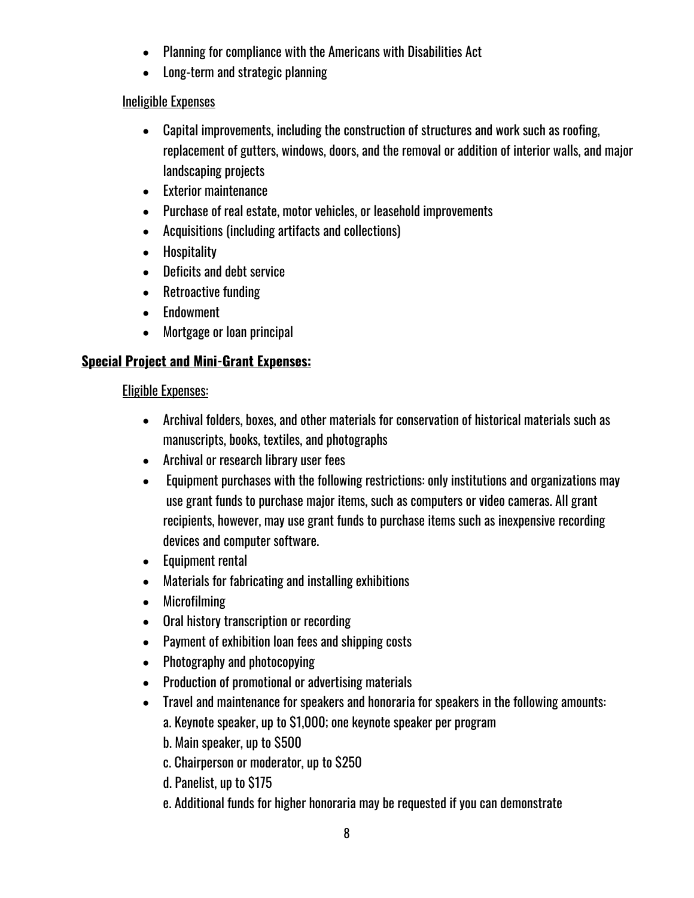- Planning for compliance with the Americans with Disabilities Act
- Long-term and strategic planning

Ineligible Expenses

- Capital improvements, including the construction of structures and work such as roofing, replacement of gutters, windows, doors, and the removal or addition of interior walls, and major landscaping projects
- Exterior maintenance
- Purchase of real estate, motor vehicles, or leasehold improvements
- Acquisitions (including artifacts and collections)
- Hospitality
- Deficits and debt service
- Retroactive funding
- Endowment
- Mortgage or loan principal

**Special Project and Mini-Grant Expenses:**

Eligible Expenses:

- Archival folders, boxes, and other materials for conservation of historical materials such as manuscripts, books, textiles, and photographs
- Archival or research library user fees
- Equipment purchases with the following restrictions: only institutions and organizations may use grant funds to purchase major items, such as computers or video cameras. All grant recipients, however, may use grant funds to purchase items such as inexpensive recording devices and computer software.
- Equipment rental
- Materials for fabricating and installing exhibitions
- Microfilming
- Oral history transcription or recording
- Payment of exhibition loan fees and shipping costs
- Photography and photocopying
- Production of promotional or advertising materials
- Travel and maintenance for speakers and honoraria for speakers in the following amounts:
  a. Keynote speaker, up to $1,000; one keynote speaker per program
  b. Main speaker, up to $500
  c. Chairperson or moderator, up to $250
  d. Panelist, up to $175
  e. Additional funds for higher honoraria may be requested if you can demonstrate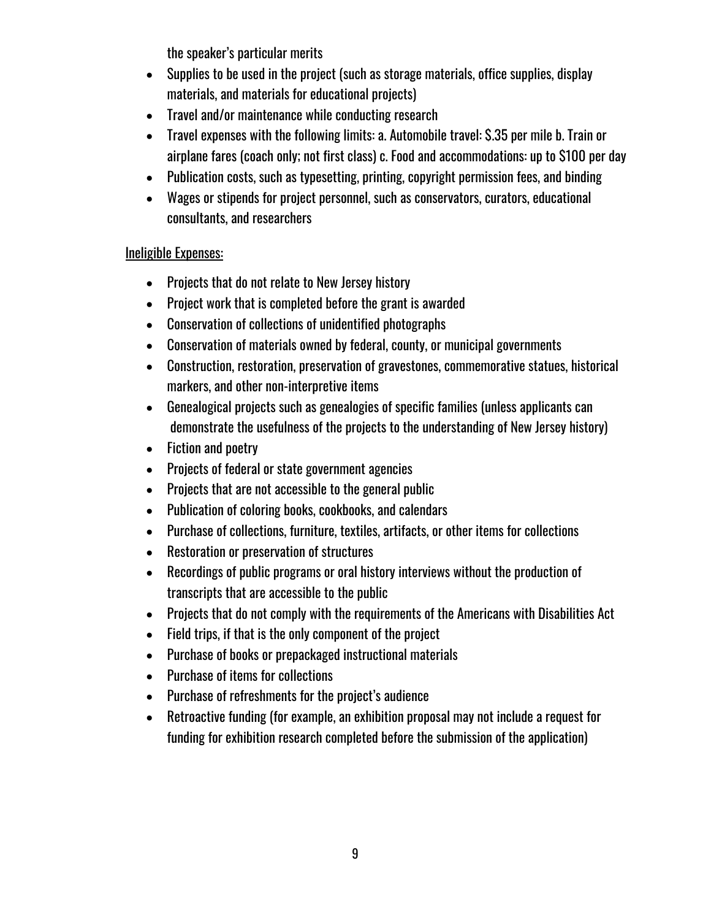the speaker's particular merits

- Supplies to be used in the project (such as storage materials, office supplies, display materials, and materials for educational projects)
- Travel and/or maintenance while conducting research
- Travel expenses with the following limits: a. Automobile travel: $.35 per mile b. Train or airplane fares (coach only; not first class) c. Food and accommodations: up to $100 per day
- Publication costs, such as typesetting, printing, copyright permission fees, and binding
- Wages or stipends for project personnel, such as conservators, curators, educational consultants, and researchers

<u>Ineligible Expenses:</u>

- Projects that do not relate to New Jersey history
- Project work that is completed before the grant is awarded
- Conservation of collections of unidentified photographs
- Conservation of materials owned by federal, county, or municipal governments
- Construction, restoration, preservation of gravestones, commemorative statues, historical markers, and other non-interpretive items
- Genealogical projects such as genealogies of specific families (unless applicants can demonstrate the usefulness of the projects to the understanding of New Jersey history)
- Fiction and poetry
- Projects of federal or state government agencies
- Projects that are not accessible to the general public
- Publication of coloring books, cookbooks, and calendars
- Purchase of collections, furniture, textiles, artifacts, or other items for collections
- Restoration or preservation of structures
- Recordings of public programs or oral history interviews without the production of transcripts that are accessible to the public
- Projects that do not comply with the requirements of the Americans with Disabilities Act
- Field trips, if that is the only component of the project
- Purchase of books or prepackaged instructional materials
- Purchase of items for collections
- Purchase of refreshments for the project's audience
- Retroactive funding (for example, an exhibition proposal may not include a request for funding for exhibition research completed before the submission of the application)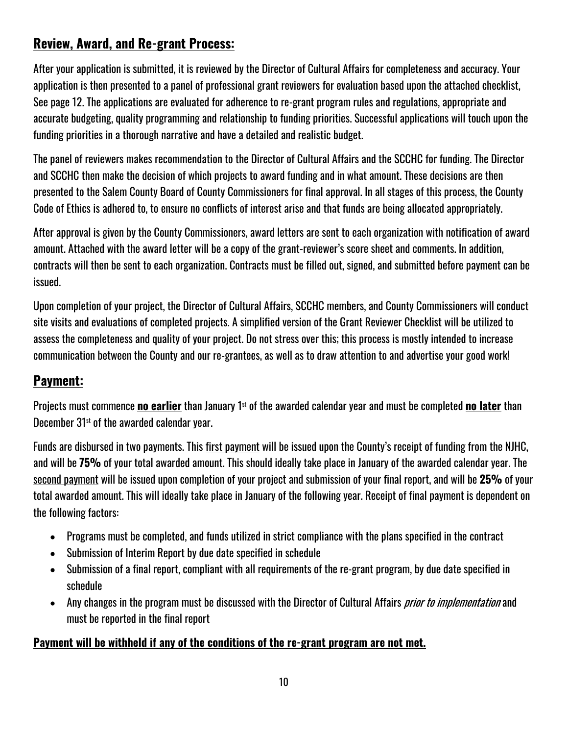## **Review, Award, and Re-grant Process:**

After your application is submitted, it is reviewed by the Director of Cultural Affairs for completeness and accuracy. Your application is then presented to a panel of professional grant reviewers for evaluation based upon the attached checklist, See page 12. The applications are evaluated for adherence to re-grant program rules and regulations, appropriate and accurate budgeting, quality programming and relationship to funding priorities. Successful applications will touch upon the funding priorities in a thorough narrative and have a detailed and realistic budget.

The panel of reviewers makes recommendation to the Director of Cultural Affairs and the SCCHC for funding. The Director and SCCHC then make the decision of which projects to award funding and in what amount. These decisions are then presented to the Salem County Board of County Commissioners for final approval. In all stages of this process, the County Code of Ethics is adhered to, to ensure no conflicts of interest arise and that funds are being allocated appropriately.

After approval is given by the County Commissioners, award letters are sent to each organization with notification of award amount. Attached with the award letter will be a copy of the grant-reviewer's score sheet and comments. In addition, contracts will then be sent to each organization. Contracts must be filled out, signed, and submitted before payment can be issued.

Upon completion of your project, the Director of Cultural Affairs, SCCHC members, and County Commissioners will conduct site visits and evaluations of completed projects. A simplified version of the Grant Reviewer Checklist will be utilized to assess the completeness and quality of your project. Do not stress over this; this process is mostly intended to increase communication between the County and our re-grantees, as well as to draw attention to and advertise your good work!

## **Payment:**

Projects must commence **no earlier** than January 1st of the awarded calendar year and must be completed **no later** than December 31st of the awarded calendar year.

Funds are disbursed in two payments. This first payment will be issued upon the County's receipt of funding from the NJHC, and will be **75%** of your total awarded amount. This should ideally take place in January of the awarded calendar year. The second payment will be issued upon completion of your project and submission of your final report, and will be **25%** of your total awarded amount. This will ideally take place in January of the following year. Receipt of final payment is dependent on the following factors:

- Programs must be completed, and funds utilized in strict compliance with the plans specified in the contract
- Submission of Interim Report by due date specified in schedule
- Submission of a final report, compliant with all requirements of the re-grant program, by due date specified in schedule
- Any changes in the program must be discussed with the Director of Cultural Affairs *prior to implementation* and must be reported in the final report

**Payment will be withheld if any of the conditions of the re-grant program are not met.**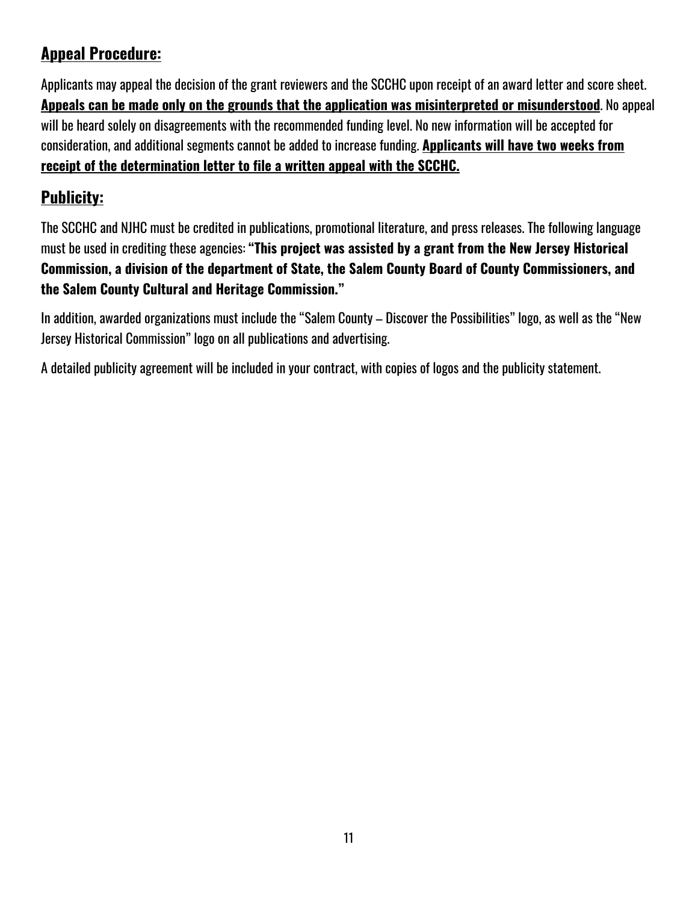## Appeal Procedure:

Applicants may appeal the decision of the grant reviewers and the SCCHC upon receipt of an award letter and score sheet. **Appeals can be made only on the grounds that the application was misinterpreted or misunderstood**. No appeal will be heard solely on disagreements with the recommended funding level. No new information will be accepted for consideration, and additional segments cannot be added to increase funding. **Applicants will have two weeks from receipt of the determination letter to file a written appeal with the SCCHC.**

## Publicity:

The SCCHC and NJHC must be credited in publications, promotional literature, and press releases. The following language must be used in crediting these agencies: **"This project was assisted by a grant from the New Jersey Historical Commission, a division of the department of State, the Salem County Board of County Commissioners, and the Salem County Cultural and Heritage Commission."**

In addition, awarded organizations must include the "Salem County – Discover the Possibilities" logo, as well as the "New Jersey Historical Commission" logo on all publications and advertising.

A detailed publicity agreement will be included in your contract, with copies of logos and the publicity statement.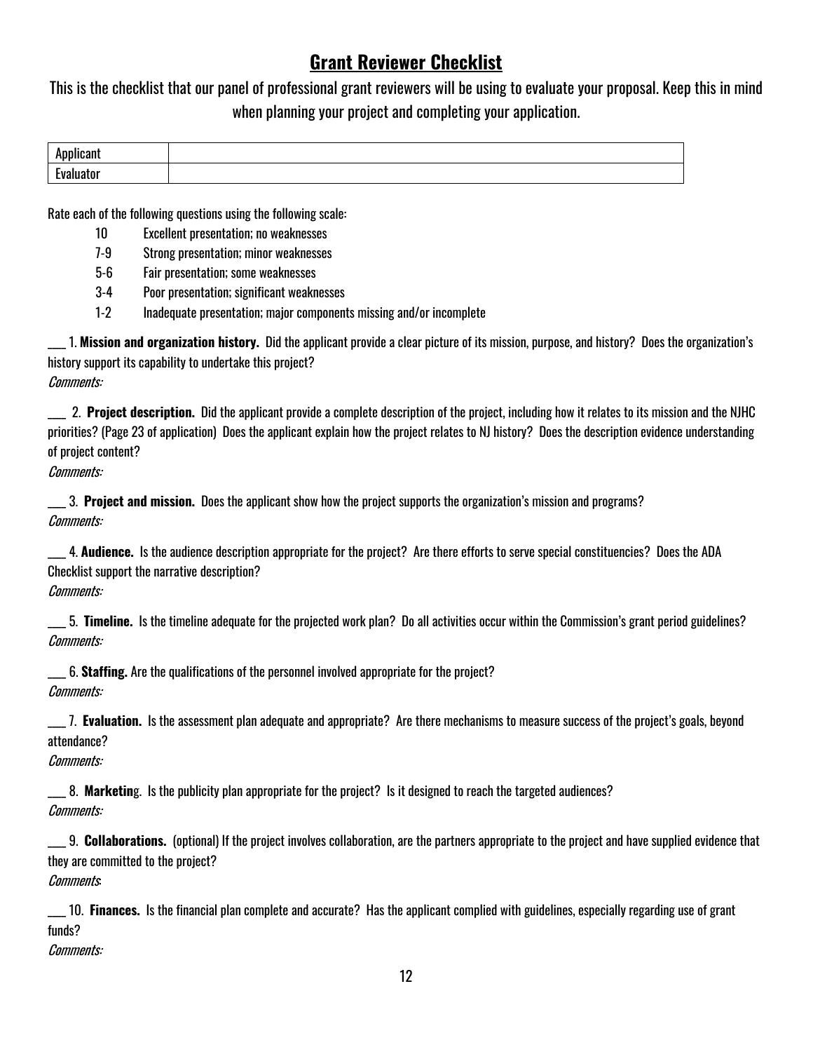# Grant Reviewer Checklist

This is the checklist that our panel of professional grant reviewers will be using to evaluate your proposal. Keep this in mind when planning your project and completing your application.

| | |
|---|---|
| Applicant | |
| Evaluator | |

Rate each of the following questions using the following scale:

- 10 Excellent presentation; no weaknesses
- 7-9 Strong presentation; minor weaknesses
- 5-6 Fair presentation; some weaknesses
- 3-4 Poor presentation; significant weaknesses
- 1-2 Inadequate presentation; major components missing and/or incomplete

___ 1. **Mission and organization history.** Did the applicant provide a clear picture of its mission, purpose, and history? Does the organization's history support its capability to undertake this project?
*Comments:*

___ 2. **Project description.** Did the applicant provide a complete description of the project, including how it relates to its mission and the NJHC priorities? (Page 23 of application) Does the applicant explain how the project relates to NJ history? Does the description evidence understanding of project content?
*Comments:*

___ 3. **Project and mission.** Does the applicant show how the project supports the organization's mission and programs?
*Comments:*

___ 4. **Audience.** Is the audience description appropriate for the project? Are there efforts to serve special constituencies? Does the ADA Checklist support the narrative description?
*Comments:*

___ 5. **Timeline.** Is the timeline adequate for the projected work plan? Do all activities occur within the Commission's grant period guidelines?
*Comments:*

___ 6. **Staffing.** Are the qualifications of the personnel involved appropriate for the project?
*Comments:*

___ 7. **Evaluation.** Is the assessment plan adequate and appropriate? Are there mechanisms to measure success of the project's goals, beyond attendance?
*Comments:*

___ 8. **Marketin**g. Is the publicity plan appropriate for the project? Is it designed to reach the targeted audiences?
*Comments:*

___ 9. **Collaborations.** (optional) If the project involves collaboration, are the partners appropriate to the project and have supplied evidence that they are committed to the project?
*Comments*:

___ 10. **Finances.** Is the financial plan complete and accurate? Has the applicant complied with guidelines, especially regarding use of grant funds?
*Comments:*